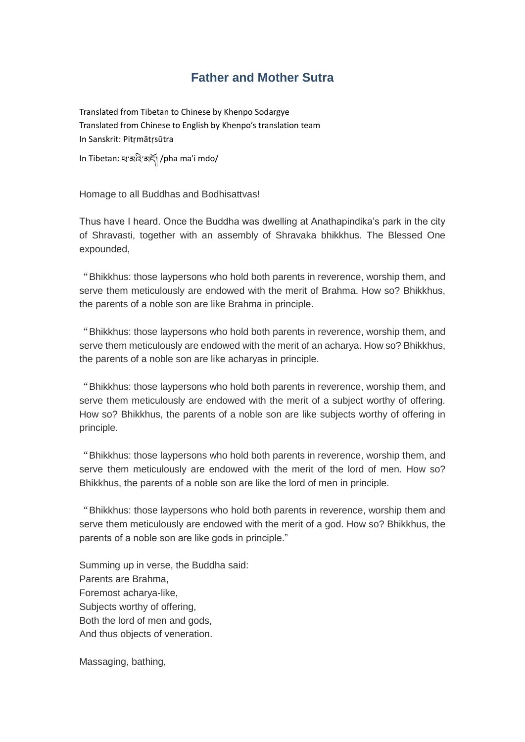# Father and Mother Sutra

Translated from Tibetan to Chinese by Khenpo Sodargye
Translated from Chinese to English by Khenpo's translation team
In Sanskrit: Pitṛmātṛsūtra

In Tibetan: ཕ་མའི་མདོ། /pha ma'i mdo/

Homage to all Buddhas and Bodhisattvas!

Thus have I heard. Once the Buddha was dwelling at Anathapindika's park in the city of Shravasti, together with an assembly of Shravaka bhikkhus. The Blessed One expounded,

"Bhikkhus: those laypersons who hold both parents in reverence, worship them, and serve them meticulously are endowed with the merit of Brahma. How so? Bhikkhus, the parents of a noble son are like Brahma in principle.

"Bhikkhus: those laypersons who hold both parents in reverence, worship them, and serve them meticulously are endowed with the merit of an acharya. How so? Bhikkhus, the parents of a noble son are like acharyas in principle.

"Bhikkhus: those laypersons who hold both parents in reverence, worship them, and serve them meticulously are endowed with the merit of a subject worthy of offering. How so? Bhikkhus, the parents of a noble son are like subjects worthy of offering in principle.

"Bhikkhus: those laypersons who hold both parents in reverence, worship them, and serve them meticulously are endowed with the merit of the lord of men. How so? Bhikkhus, the parents of a noble son are like the lord of men in principle.

"Bhikkhus: those laypersons who hold both parents in reverence, worship them and serve them meticulously are endowed with the merit of a god. How so? Bhikkhus, the parents of a noble son are like gods in principle."

Summing up in verse, the Buddha said:
Parents are Brahma,
Foremost acharya-like,
Subjects worthy of offering,
Both the lord of men and gods,
And thus objects of veneration.

Massaging, bathing,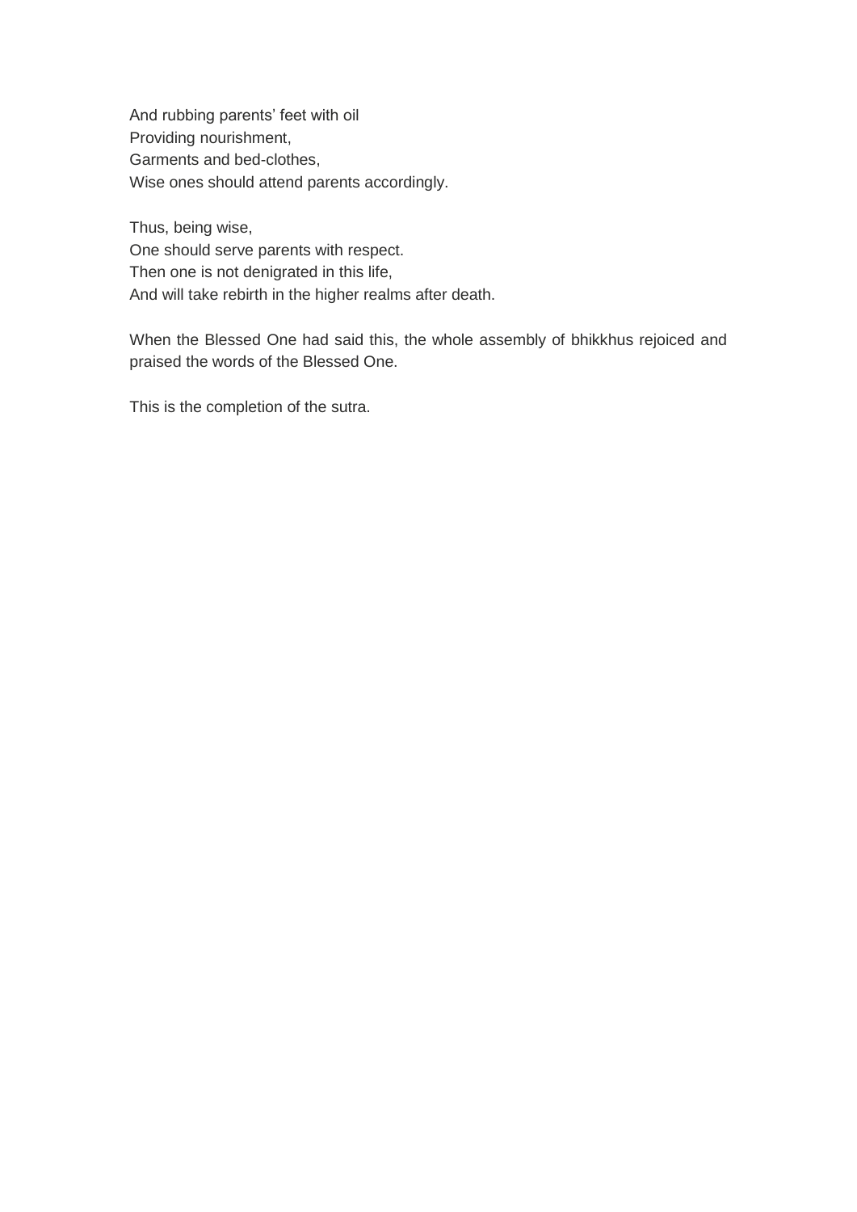And rubbing parents’ feet with oil
Providing nourishment,
Garments and bed-clothes,
Wise ones should attend parents accordingly.

Thus, being wise,
One should serve parents with respect.
Then one is not denigrated in this life,
And will take rebirth in the higher realms after death.

When the Blessed One had said this, the whole assembly of bhikkhus rejoiced and praised the words of the Blessed One.

This is the completion of the sutra.